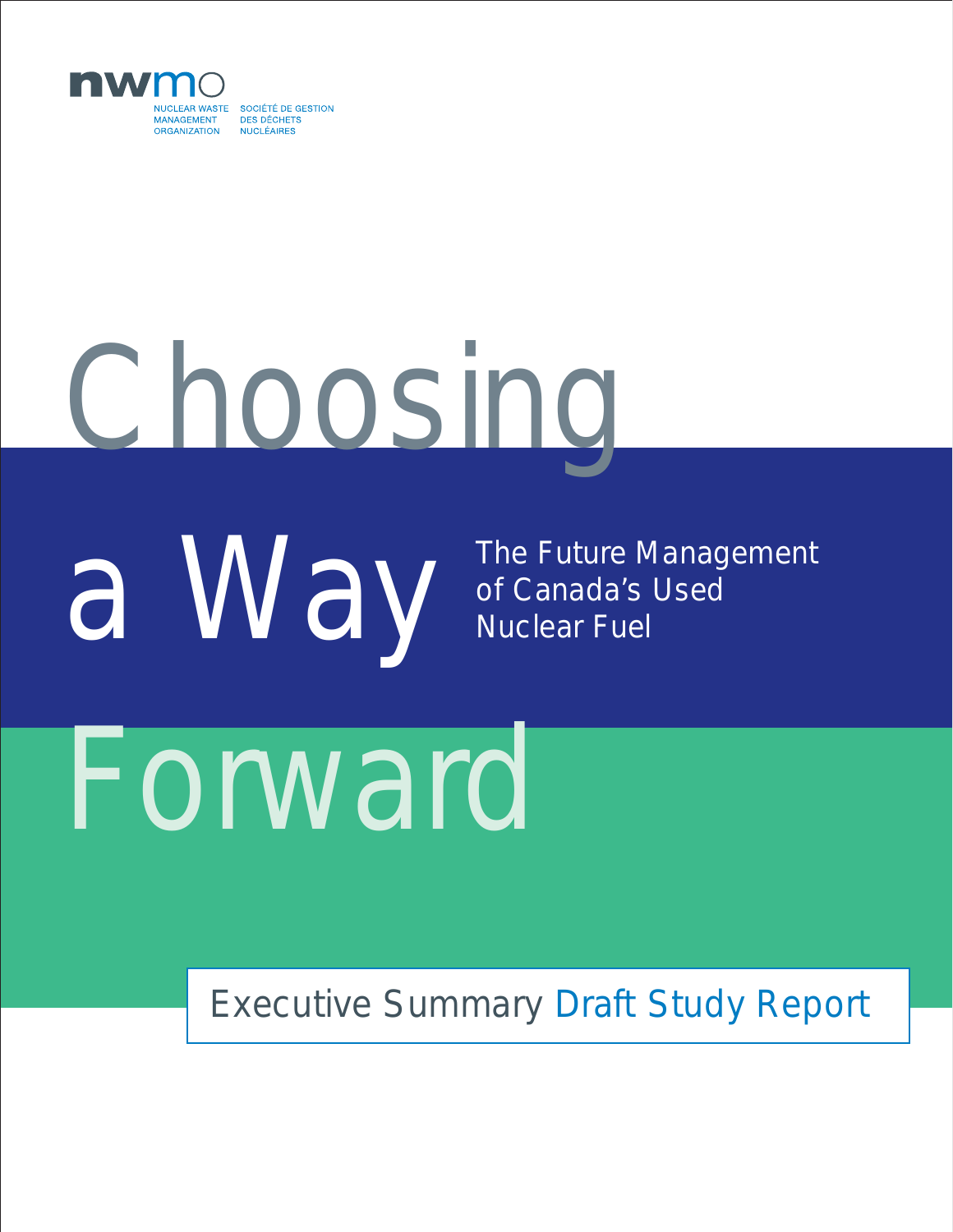nwmo

NUCLEAR WASTE MANAGEMENT ORGANIZATION

SOCIÉTÉ DE GESTION DES DÉCHETS NUCLÉAIRES

# Choosing a Way Forward

## The Future Management of Canada's Used Nuclear Fuel

### Executive Summary Draft Study Report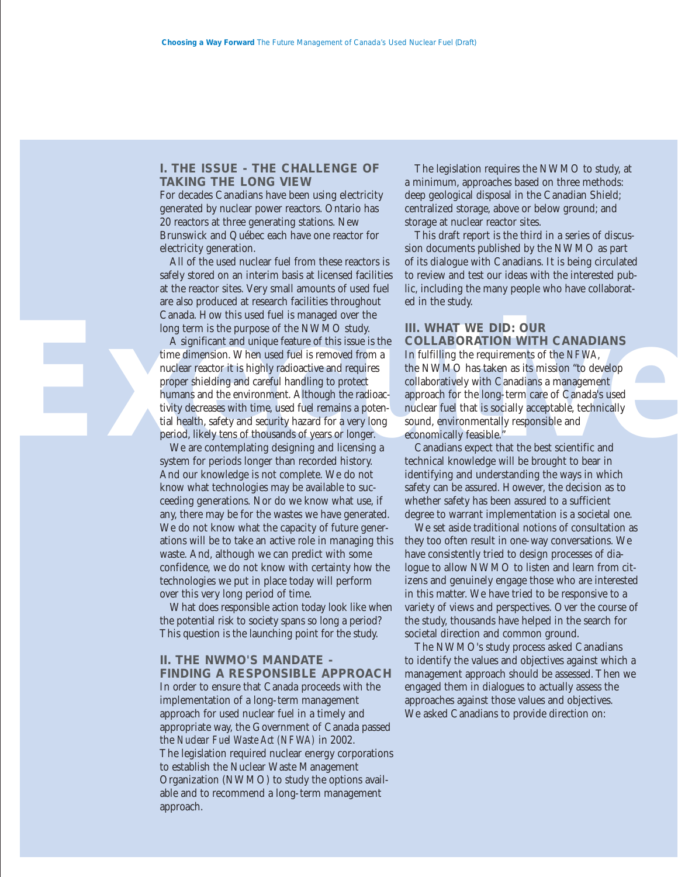## I. THE ISSUE - THE CHALLENGE OF TAKING THE LONG VIEW

For decades Canadians have been using electricity generated by nuclear power reactors. Ontario has 20 reactors at three generating stations. New Brunswick and Québec each have one reactor for electricity generation.

All of the used nuclear fuel from these reactors is safely stored on an interim basis at licensed facilities at the reactor sites. Very small amounts of used fuel are also produced at research facilities throughout Canada. How this used fuel is managed over the long term is the purpose of the NWMO study.

A significant and unique feature of this issue is the time dimension. When used fuel is removed from a nuclear reactor it is highly radioactive and requires proper shielding and careful handling to protect humans and the environment. Although the radioactivity decreases with time, used fuel remains a potential health, safety and security hazard for a very long period, likely tens of thousands of years or longer.

We are contemplating designing and licensing a system for periods longer than recorded history. And our knowledge is not complete. We do not know what technologies may be available to succeeding generations. Nor do we know what use, if any, there may be for the wastes we have generated. We do not know what the capacity of future generations will be to take an active role in managing this waste. And, although we can predict with some confidence, we do not know with certainty how the technologies we put in place today will perform over this very long period of time.

What does responsible action today look like when the potential risk to society spans so long a period? This question is the launching point for the study.

## II. THE NWMO'S MANDATE - FINDING A RESPONSIBLE APPROACH

In order to ensure that Canada proceeds with the implementation of a long-term management approach for used nuclear fuel in a timely and appropriate way, the Government of Canada passed the *Nuclear Fuel Waste Act (NFWA)* in 2002. The legislation required nuclear energy corporations to establish the Nuclear Waste Management Organization (NWMO) to study the options available and to recommend a long-term management approach.

The legislation requires the NWMO to study, at a minimum, approaches based on three methods: deep geological disposal in the Canadian Shield; centralized storage, above or below ground; and storage at nuclear reactor sites.

This draft report is the third in a series of discussion documents published by the NWMO as part of its dialogue with Canadians. It is being circulated to review and test our ideas with the interested public, including the many people who have collaborated in the study.

## III. WHAT WE DID: OUR COLLABORATION WITH CANADIANS

In fulfilling the requirements of the *NFWA*, the NWMO has taken as its mission "to develop collaboratively with Canadians a management approach for the long-term care of Canada's used nuclear fuel that is socially acceptable, technically sound, environmentally responsible and economically feasible."

Canadians expect that the best scientific and technical knowledge will be brought to bear in identifying and understanding the ways in which safety can be assured. However, the decision as to whether safety has been assured to a sufficient degree to warrant implementation is a societal one.

We set aside traditional notions of consultation as they too often result in one-way conversations. We have consistently tried to design processes of dialogue to allow NWMO to listen and learn from citizens and genuinely engage those who are interested in this matter. We have tried to be responsive to a variety of views and perspectives. Over the course of the study, thousands have helped in the search for societal direction and common ground.

The NWMO's study process asked Canadians to identify the values and objectives against which a management approach should be assessed. Then we engaged them in dialogues to actually assess the approaches against those values and objectives. We asked Canadians to provide direction on: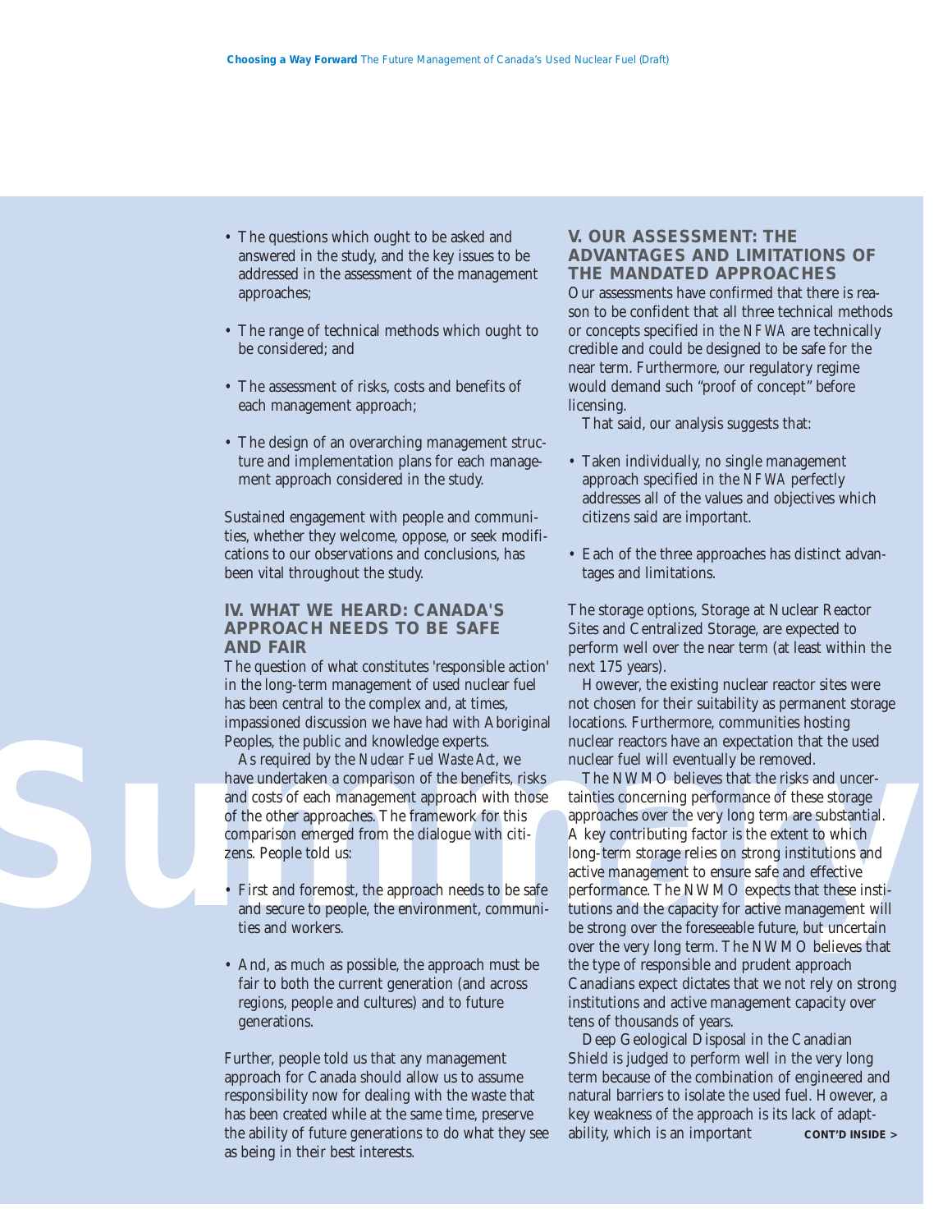- The questions which ought to be asked and answered in the study, and the key issues to be addressed in the assessment of the management approaches;

- The range of technical methods which ought to be considered; and

- The assessment of risks, costs and benefits of each management approach;

- The design of an overarching management structure and implementation plans for each management approach considered in the study.

Sustained engagement with people and communities, whether they welcome, oppose, or seek modifications to our observations and conclusions, has been vital throughout the study.

## IV. WHAT WE HEARD: CANADA'S APPROACH NEEDS TO BE SAFE AND FAIR

The question of what constitutes 'responsible action' in the long-term management of used nuclear fuel has been central to the complex and, at times, impassioned discussion we have had with Aboriginal Peoples, the public and knowledge experts.

As required by the *Nuclear Fuel Waste Act*, we have undertaken a comparison of the benefits, risks and costs of each management approach with those of the other approaches. The framework for this comparison emerged from the dialogue with citizens. People told us:

- First and foremost, the approach needs to be safe and secure to people, the environment, communities and workers.

- And, as much as possible, the approach must be fair to both the current generation (and across regions, people and cultures) and to future generations.

Further, people told us that any management approach for Canada should allow us to assume responsibility now for dealing with the waste that has been created while at the same time, preserve the ability of future generations to do what they see as being in their best interests.

## V. OUR ASSESSMENT: THE ADVANTAGES AND LIMITATIONS OF THE MANDATED APPROACHES

Our assessments have confirmed that there is reason to be confident that all three technical methods or concepts specified in the *NFWA* are technically credible and could be designed to be safe for the near term. Furthermore, our regulatory regime would demand such "proof of concept" before licensing.

That said, our analysis suggests that:

- Taken individually, no single management approach specified in the *NFWA* perfectly addresses all of the values and objectives which citizens said are important.

- Each of the three approaches has distinct advantages and limitations.

The storage options, Storage at Nuclear Reactor Sites and Centralized Storage, are expected to perform well over the near term (at least within the next 175 years).

However, the existing nuclear reactor sites were not chosen for their suitability as permanent storage locations. Furthermore, communities hosting nuclear reactors have an expectation that the used nuclear fuel will eventually be removed.

The NWMO believes that the risks and uncertainties concerning performance of these storage approaches over the very long term are substantial. A key contributing factor is the extent to which long-term storage relies on strong institutions and active management to ensure safe and effective performance. The NWMO expects that these institutions and the capacity for active management will be strong over the foreseeable future, but uncertain over the very long term. The NWMO believes that the type of responsible and prudent approach Canadians expect dictates that we not rely on strong institutions and active management capacity over tens of thousands of years.

Deep Geological Disposal in the Canadian Shield is judged to perform well in the very long term because of the combination of engineered and natural barriers to isolate the used fuel. However, a key weakness of the approach is its lack of adaptability, which is an important **CONT'D INSIDE >**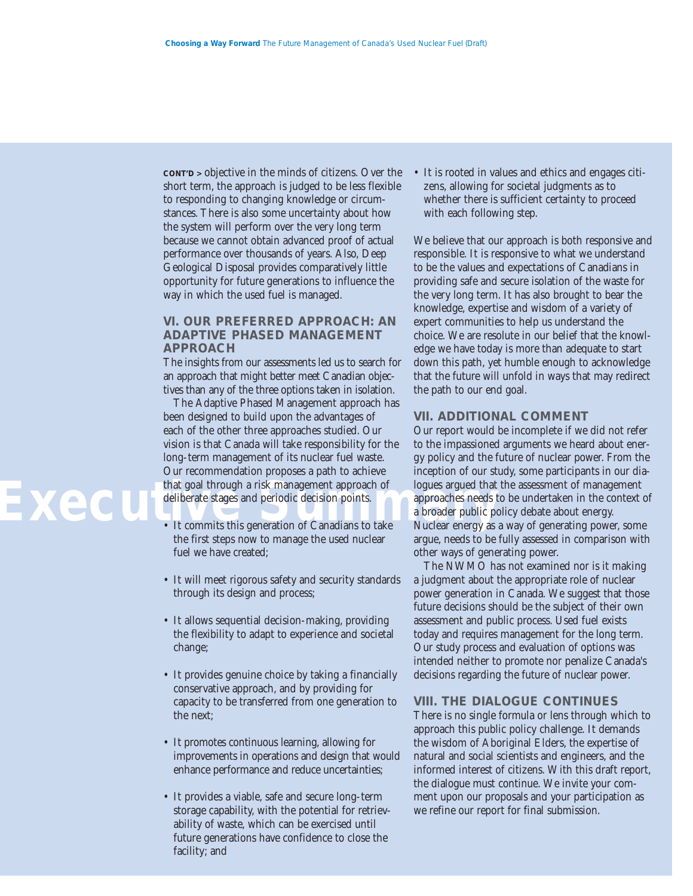**CONT'D >** objective in the minds of citizens. Over the short term, the approach is judged to be less flexible to responding to changing knowledge or circumstances. There is also some uncertainty about how the system will perform over the very long term because we cannot obtain advanced proof of actual performance over thousands of years. Also, Deep Geological Disposal provides comparatively little opportunity for future generations to influence the way in which the used fuel is managed.

## VI. OUR PREFERRED APPROACH: AN ADAPTIVE PHASED MANAGEMENT APPROACH

The insights from our assessments led us to search for an approach that might better meet Canadian objectives than any of the three options taken in isolation.

The Adaptive Phased Management approach has been designed to build upon the advantages of each of the other three approaches studied. Our vision is that Canada will take responsibility for the long-term management of its nuclear fuel waste. Our recommendation proposes a path to achieve that goal through a risk management approach of deliberate stages and periodic decision points.

- It commits this generation of Canadians to take the first steps now to manage the used nuclear fuel we have created;
- It will meet rigorous safety and security standards through its design and process;
- It allows sequential decision-making, providing the flexibility to adapt to experience and societal change;
- It provides genuine choice by taking a financially conservative approach, and by providing for capacity to be transferred from one generation to the next;
- It promotes continuous learning, allowing for improvements in operations and design that would enhance performance and reduce uncertainties;
- It provides a viable, safe and secure long-term storage capability, with the potential for retrievability of waste, which can be exercised until future generations have confidence to close the facility; and
- It is rooted in values and ethics and engages citizens, allowing for societal judgments as to whether there is sufficient certainty to proceed with each following step.

We believe that our approach is both responsive and responsible. It is responsive to what we understand to be the values and expectations of Canadians in providing safe and secure isolation of the waste for the very long term. It has also brought to bear the knowledge, expertise and wisdom of a variety of expert communities to help us understand the choice. We are resolute in our belief that the knowledge we have today is more than adequate to start down this path, yet humble enough to acknowledge that the future will unfold in ways that may redirect the path to our end goal.

## VII. ADDITIONAL COMMENT

Our report would be incomplete if we did not refer to the impassioned arguments we heard about energy policy and the future of nuclear power. From the inception of our study, some participants in our dialogues argued that the assessment of management approaches needs to be undertaken in the context of a broader public policy debate about energy. Nuclear energy as a way of generating power, some argue, needs to be fully assessed in comparison with other ways of generating power.

The NWMO has not examined nor is it making a judgment about the appropriate role of nuclear power generation in Canada. We suggest that those future decisions should be the subject of their own assessment and public process. Used fuel exists today and requires management for the long term. Our study process and evaluation of options was intended neither to promote nor penalize Canada's decisions regarding the future of nuclear power.

## VIII. THE DIALOGUE CONTINUES

There is no single formula or lens through which to approach this public policy challenge. It demands the wisdom of Aboriginal Elders, the expertise of natural and social scientists and engineers, and the informed interest of citizens. With this draft report, the dialogue must continue. We invite your comment upon our proposals and your participation as we refine our report for final submission.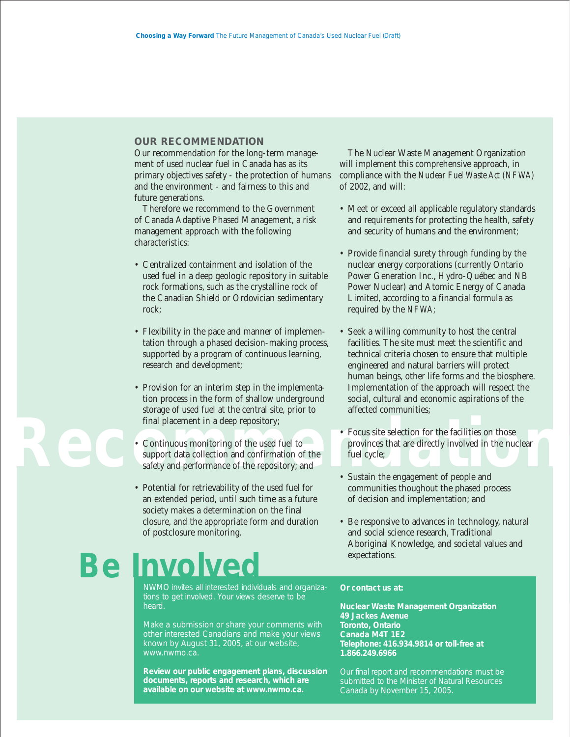## OUR RECOMMENDATION

Our recommendation for the long-term management of used nuclear fuel in Canada has as its primary objectives safety - the protection of humans and the environment - and fairness to this and future generations.

Therefore we recommend to the Government of Canada Adaptive Phased Management, a risk management approach with the following characteristics:

- Centralized containment and isolation of the used fuel in a deep geologic repository in suitable rock formations, such as the crystalline rock of the Canadian Shield or Ordovician sedimentary rock;
- Flexibility in the pace and manner of implementation through a phased decision-making process, supported by a program of continuous learning, research and development;
- Provision for an interim step in the implementation process in the form of shallow underground storage of used fuel at the central site, prior to final placement in a deep repository;
- Continuous monitoring of the used fuel to support data collection and confirmation of the safety and performance of the repository; and
- Potential for retrievability of the used fuel for an extended period, until such time as a future society makes a determination on the final closure, and the appropriate form and duration of postclosure monitoring.

The Nuclear Waste Management Organization will implement this comprehensive approach, in compliance with the *Nuclear Fuel Waste Act (NFWA)* of 2002, and will:

- Meet or exceed all applicable regulatory standards and requirements for protecting the health, safety and security of humans and the environment;
- Provide financial surety through funding by the nuclear energy corporations (currently Ontario Power Generation Inc., Hydro-Québec and NB Power Nuclear) and Atomic Energy of Canada Limited, according to a financial formula as required by the *NFWA*;
- Seek a willing community to host the central facilities. The site must meet the scientific and technical criteria chosen to ensure that multiple engineered and natural barriers will protect human beings, other life forms and the biosphere. Implementation of the approach will respect the social, cultural and economic aspirations of the affected communities;
- Focus site selection for the facilities on those provinces that are directly involved in the nuclear fuel cycle;
- Sustain the engagement of people and communities thoughout the phased process of decision and implementation; and
- Be responsive to advances in technology, natural and social science research, Traditional Aboriginal Knowledge, and societal values and expectations.

# Be Involved

NWMO invites all interested individuals and organizations to get involved. Your views deserve to be heard.

Make a submission or share your comments with other interested Canadians and make your views known by August 31, 2005, at our website, www.nwmo.ca.

**Review our public engagement plans, discussion documents, reports and research, which are available on our website at www.nwmo.ca.**

**Or contact us at:**

**Nuclear Waste Management Organization**
**49 Jackes Avenue**
**Toronto, Ontario**
**Canada M4T 1E2**
**Telephone: 416.934.9814 or toll-free at 1.866.249.6966**

Our final report and recommendations must be submitted to the Minister of Natural Resources Canada by November 15, 2005.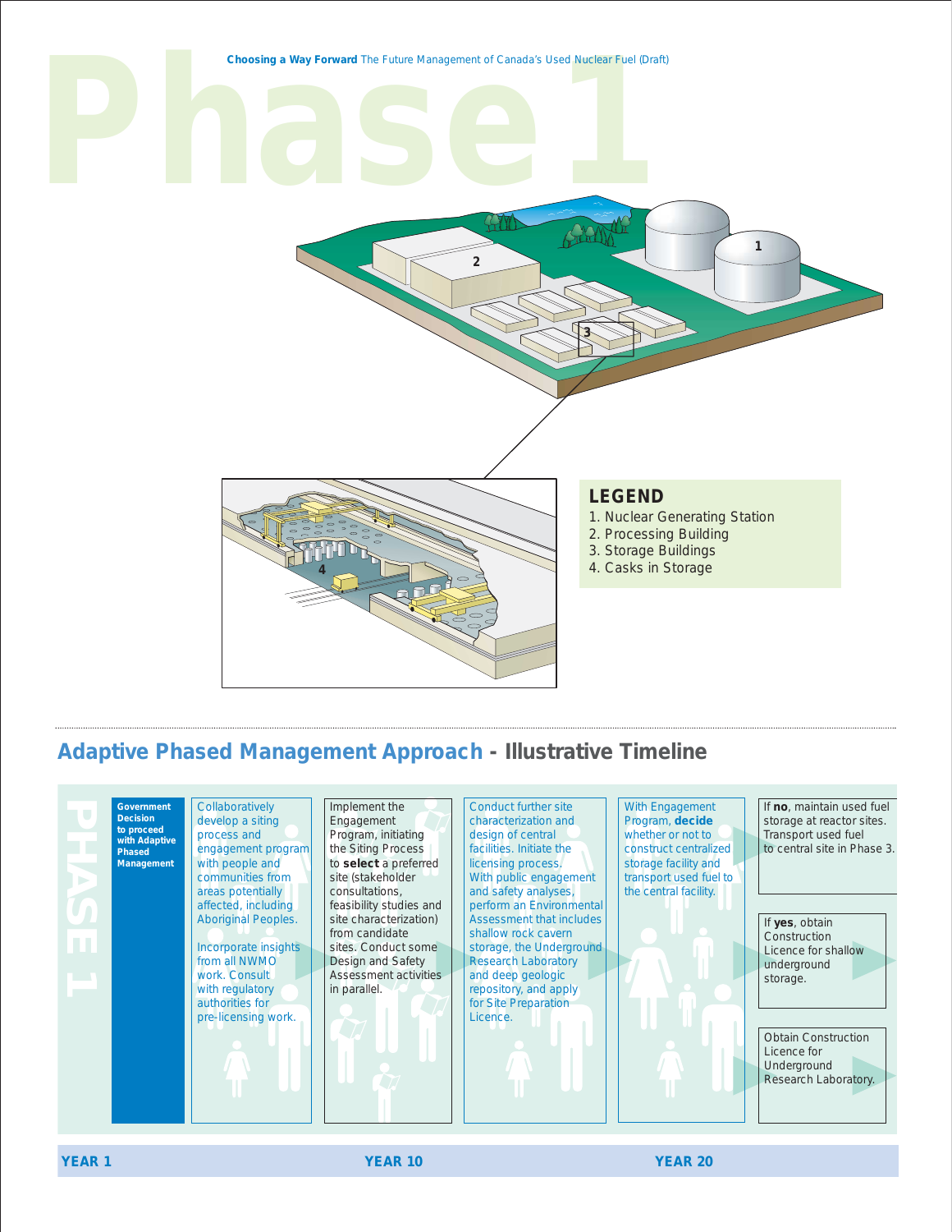# Phase 1

## LEGEND

1. Nuclear Generating Station
2. Processing Building
3. Storage Buildings
4. Casks in Storage

## Adaptive Phased Management Approach - Illustrative Timeline

**PHASE 1**

**Government Decision to proceed with Adaptive Phased Management**

Collaboratively develop a siting process and engagement program with people and communities from areas potentially affected, including Aboriginal Peoples.

Incorporate insights from all NWMO work. Consult with regulatory authorities for pre-licensing work.

Implement the Engagement Program, initiating the Siting Process to **select** a preferred site (stakeholder consultations, feasibility studies and site characterization) from candidate sites. Conduct some Design and Safety Assessment activities in parallel.

Conduct further site characterization and design of central facilities. Initiate the licensing process. With public engagement and safety analyses, perform an Environmental Assessment that includes shallow rock cavern storage, the Underground Research Laboratory and deep geologic repository, and apply for Site Preparation Licence.

With Engagement Program, **decide** whether or not to construct centralized storage facility and transport used fuel to the central facility.

If **no**, maintain used fuel storage at reactor sites. Transport used fuel to central site in Phase 3.

If **yes**, obtain Construction Licence for shallow underground storage.

Obtain Construction Licence for Underground Research Laboratory.

**YEAR 1** — **YEAR 10** — **YEAR 20**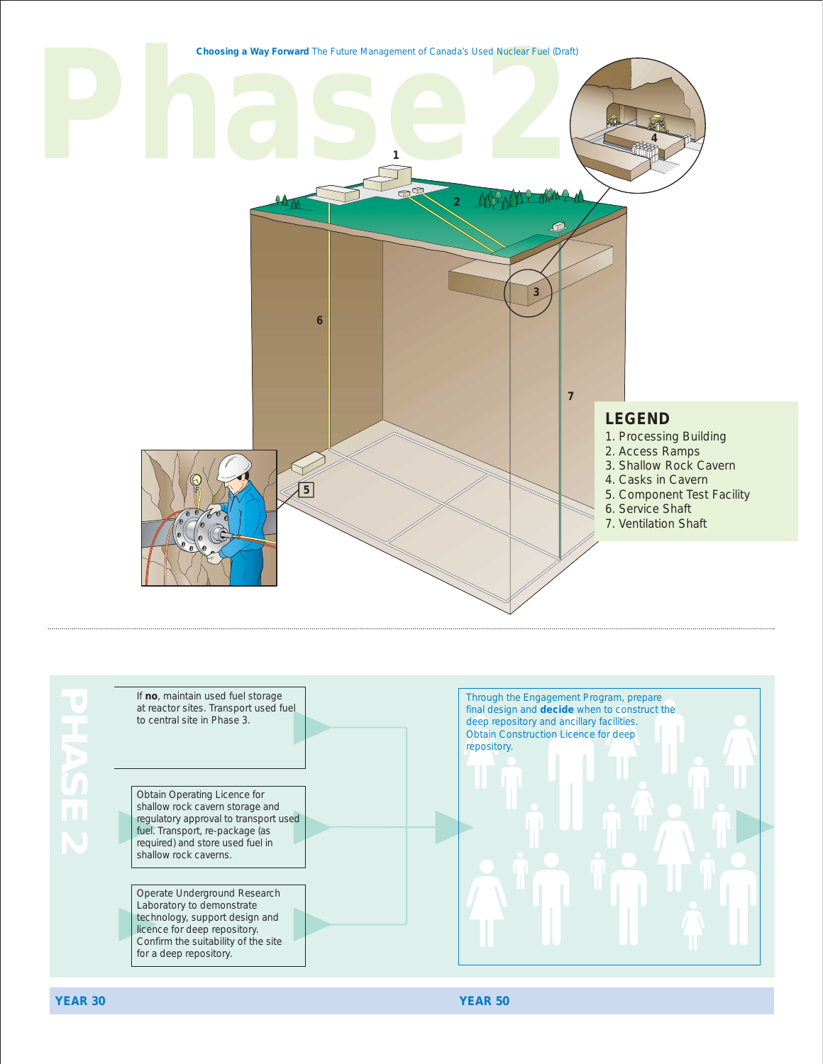# Phase 2

## LEGEND

1. Processing Building
2. Access Ramps
3. Shallow Rock Cavern
4. Casks in Cavern
5. Component Test Facility
6. Service Shaft
7. Ventilation Shaft

PHASE 2

If **no**, maintain used fuel storage at reactor sites. Transport used fuel to central site in Phase 3.

Obtain Operating Licence for shallow rock cavern storage and regulatory approval to transport used fuel. Transport, re-package (as required) and store used fuel in shallow rock caverns.

Operate Underground Research Laboratory to demonstrate technology, support design and licence for deep repository. Confirm the suitability of the site for a deep repository.

Through the Engagement Program, prepare final design and **decide** when to construct the deep repository and ancillary facilities. Obtain Construction Licence for deep repository.

**YEAR 30**

**YEAR 50**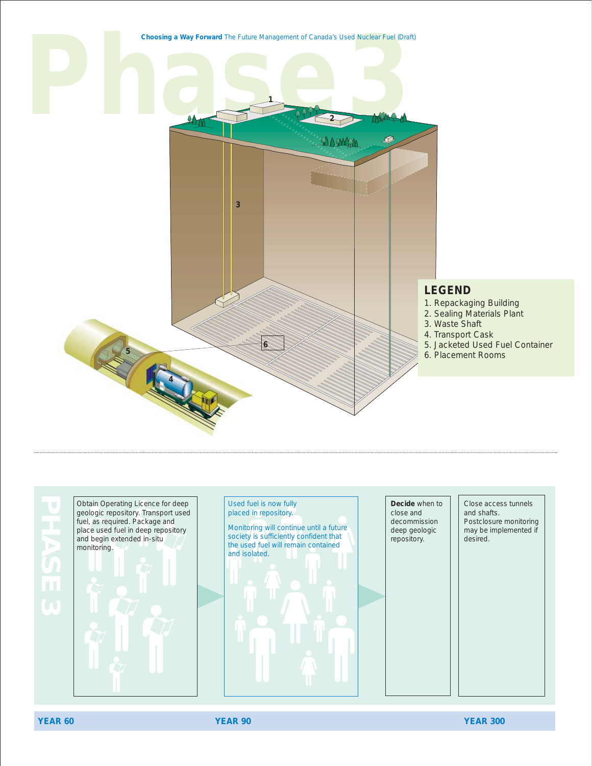# Phase 3

## LEGEND

1. Repackaging Building
2. Sealing Materials Plant
3. Waste Shaft
4. Transport Cask
5. Jacketed Used Fuel Container
6. Placement Rooms

## PHASE 3

Obtain Operating Licence for deep geologic repository. Transport used fuel, as required. Package and place used fuel in deep repository and begin extended in-situ monitoring.

Used fuel is now fully placed in repository.

Monitoring will continue until a future society is sufficiently confident that the used fuel will remain contained and isolated.

**Decide** when to close and decommission deep geologic repository.

Close access tunnels and shafts. Postclosure monitoring may be implemented if desired.

**YEAR 60** **YEAR 90** **YEAR 300**